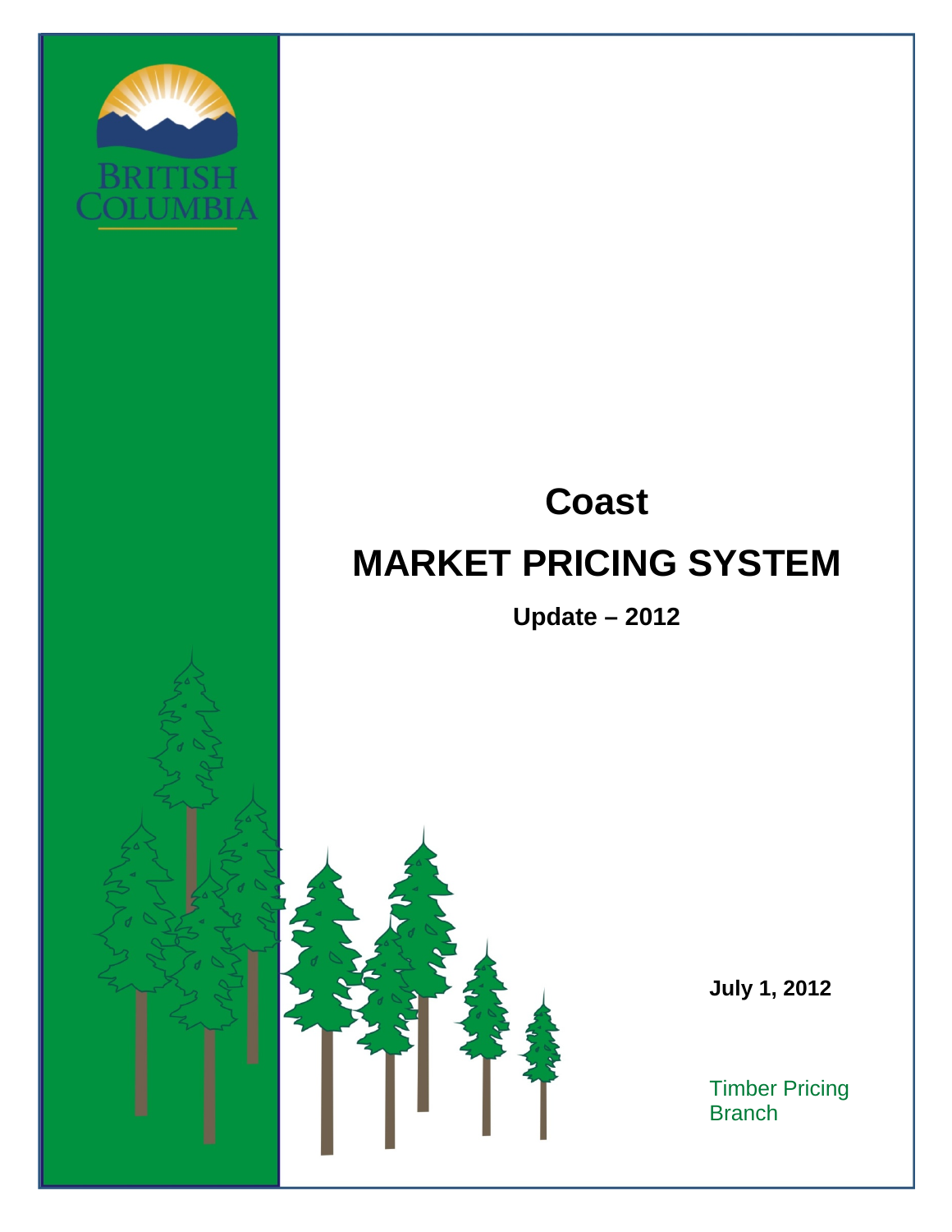BRITISH COLUMBIA

# Coast

# MARKET PRICING SYSTEM

**Update – 2012**

**July 1, 2012**

Timber Pricing Branch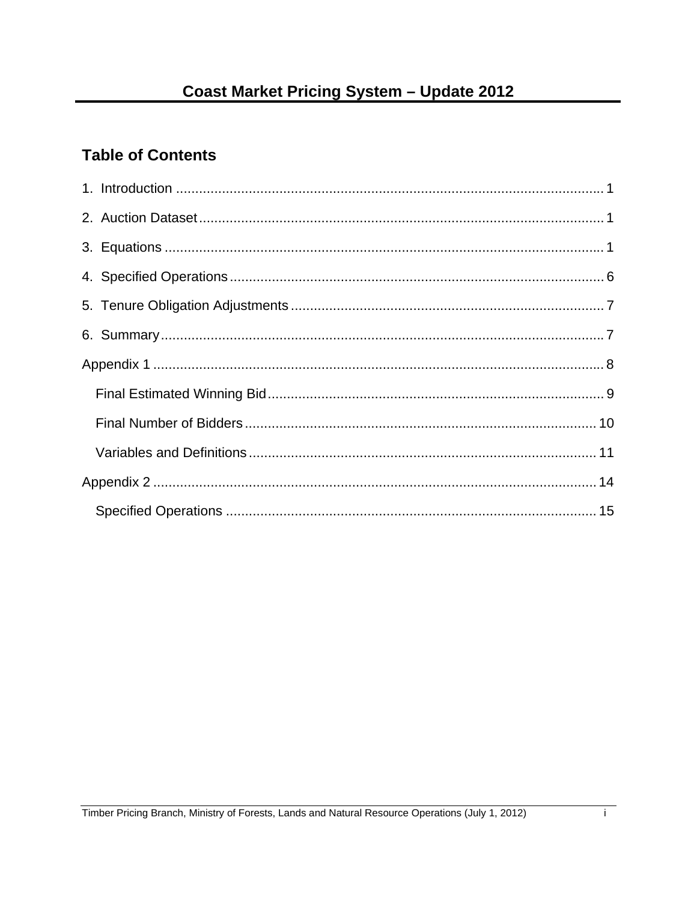# Coast Market Pricing System – Update 2012

## Table of Contents

1. Introduction ........................................................................................................ 1
2. Auction Dataset .................................................................................................. 1
3. Equations ........................................................................................................... 1
4. Specified Operations .......................................................................................... 6
5. Tenure Obligation Adjustments .......................................................................... 7
6. Summary ............................................................................................................ 7

Appendix 1 ............................................................................................................ 8

- Final Estimated Winning Bid ............................................................................. 9
- Final Number of Bidders ................................................................................. 10
- Variables and Definitions ................................................................................ 11

Appendix 2 .......................................................................................................... 14

- Specified Operations ....................................................................................... 15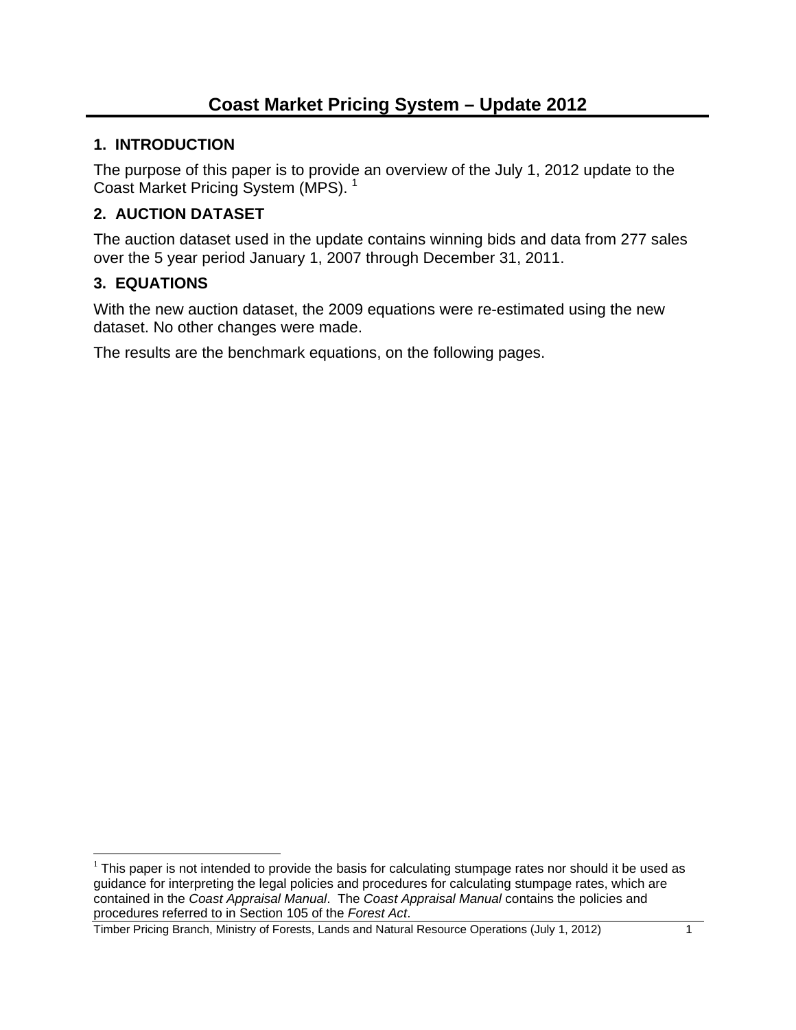# Coast Market Pricing System – Update 2012

## 1. INTRODUCTION

The purpose of this paper is to provide an overview of the July 1, 2012 update to the Coast Market Pricing System (MPS).[1]

## 2. AUCTION DATASET

The auction dataset used in the update contains winning bids and data from 277 sales over the 5 year period January 1, 2007 through December 31, 2011.

## 3. EQUATIONS

With the new auction dataset, the 2009 equations were re-estimated using the new dataset. No other changes were made.

The results are the benchmark equations, on the following pages.

---

[1] This paper is not intended to provide the basis for calculating stumpage rates nor should it be used as guidance for interpreting the legal policies and procedures for calculating stumpage rates, which are contained in the *Coast Appraisal Manual*. The *Coast Appraisal Manual* contains the policies and procedures referred to in Section 105 of the *Forest Act*.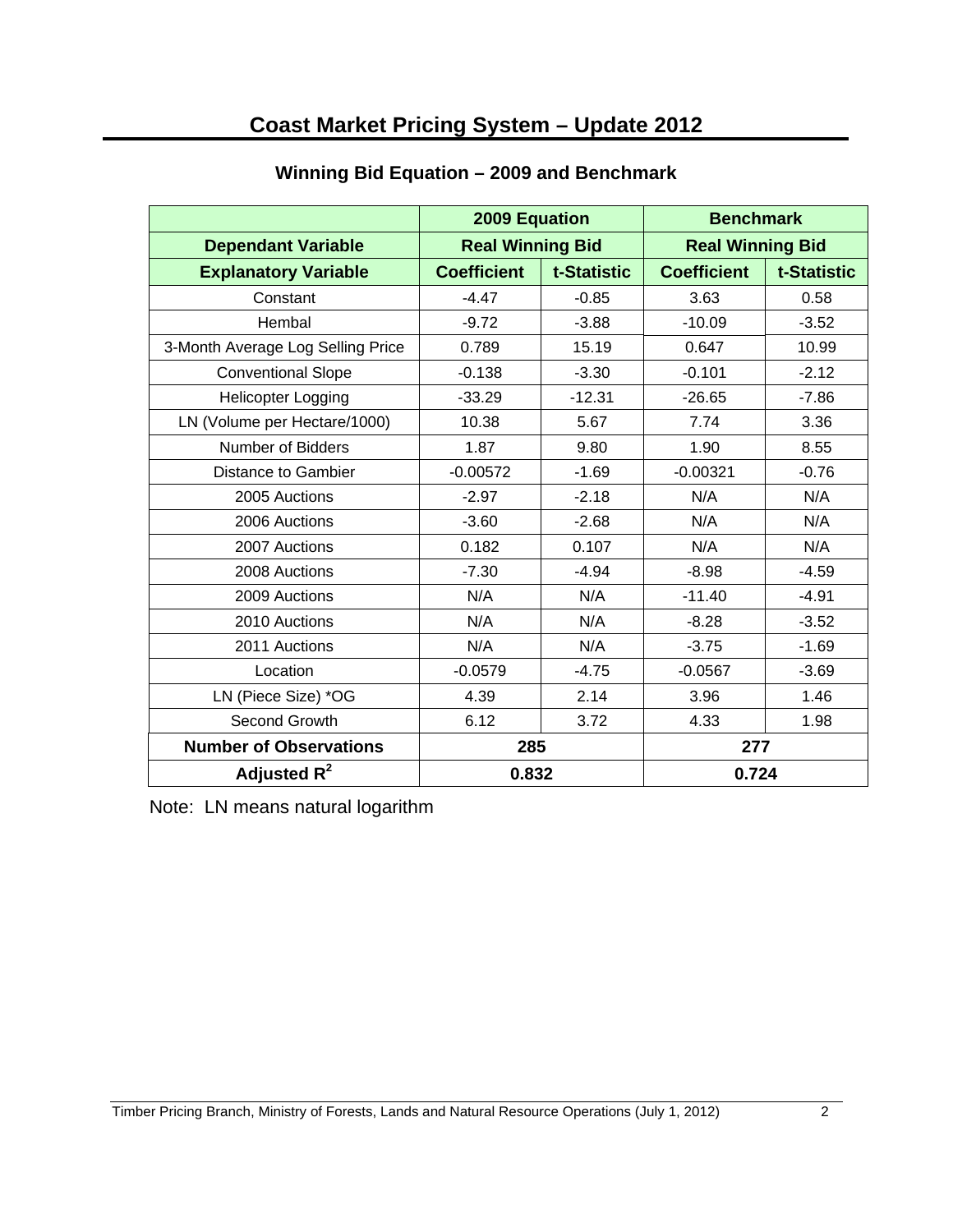# Coast Market Pricing System – Update 2012

## Winning Bid Equation – 2009 and Benchmark

| | 2009 Equation | | Benchmark | |
|---|---|---|---|---|
| **Dependant Variable** | **Real Winning Bid** | | **Real Winning Bid** | |
| **Explanatory Variable** | **Coefficient** | **t-Statistic** | **Coefficient** | **t-Statistic** |
| Constant | -4.47 | -0.85 | 3.63 | 0.58 |
| Hembal | -9.72 | -3.88 | -10.09 | -3.52 |
| 3-Month Average Log Selling Price | 0.789 | 15.19 | 0.647 | 10.99 |
| Conventional Slope | -0.138 | -3.30 | -0.101 | -2.12 |
| Helicopter Logging | -33.29 | -12.31 | -26.65 | -7.86 |
| LN (Volume per Hectare/1000) | 10.38 | 5.67 | 7.74 | 3.36 |
| Number of Bidders | 1.87 | 9.80 | 1.90 | 8.55 |
| Distance to Gambier | -0.00572 | -1.69 | -0.00321 | -0.76 |
| 2005 Auctions | -2.97 | -2.18 | N/A | N/A |
| 2006 Auctions | -3.60 | -2.68 | N/A | N/A |
| 2007 Auctions | 0.182 | 0.107 | N/A | N/A |
| 2008 Auctions | -7.30 | -4.94 | -8.98 | -4.59 |
| 2009 Auctions | N/A | N/A | -11.40 | -4.91 |
| 2010 Auctions | N/A | N/A | -8.28 | -3.52 |
| 2011 Auctions | N/A | N/A | -3.75 | -1.69 |
| Location | -0.0579 | -4.75 | -0.0567 | -3.69 |
| LN (Piece Size) *OG | 4.39 | 2.14 | 3.96 | 1.46 |
| Second Growth | 6.12 | 3.72 | 4.33 | 1.98 |
| **Number of Observations** | **285** | | **277** | |
| **Adjusted $R^2$** | **0.832** | | **0.724** | |

Note: LN means natural logarithm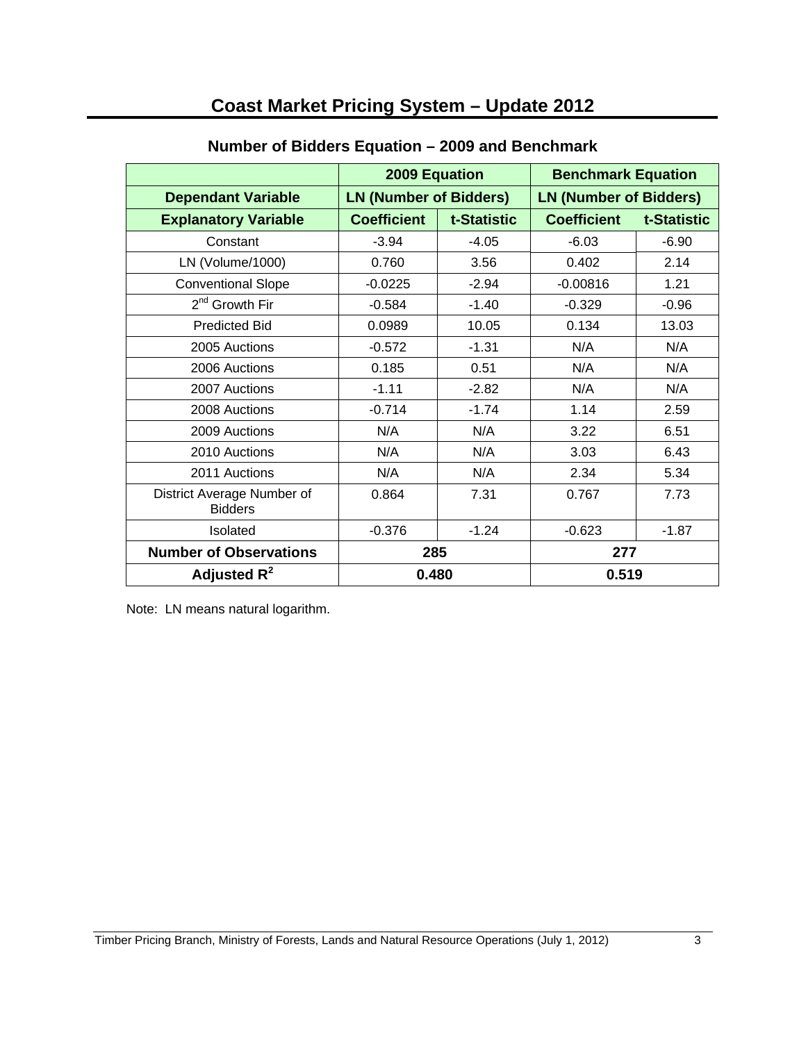# Coast Market Pricing System – Update 2012

## Number of Bidders Equation – 2009 and Benchmark

| | 2009 Equation | | Benchmark Equation | |
|---|---|---|---|---|
| **Dependant Variable** | **LN (Number of Bidders)** | | **LN (Number of Bidders)** | |
| **Explanatory Variable** | **Coefficient** | **t-Statistic** | **Coefficient** | **t-Statistic** |
| Constant | -3.94 | -4.05 | -6.03 | -6.90 |
| LN (Volume/1000) | 0.760 | 3.56 | 0.402 | 2.14 |
| Conventional Slope | -0.0225 | -2.94 | -0.00816 | 1.21 |
| 2nd Growth Fir | -0.584 | -1.40 | -0.329 | -0.96 |
| Predicted Bid | 0.0989 | 10.05 | 0.134 | 13.03 |
| 2005 Auctions | -0.572 | -1.31 | N/A | N/A |
| 2006 Auctions | 0.185 | 0.51 | N/A | N/A |
| 2007 Auctions | -1.11 | -2.82 | N/A | N/A |
| 2008 Auctions | -0.714 | -1.74 | 1.14 | 2.59 |
| 2009 Auctions | N/A | N/A | 3.22 | 6.51 |
| 2010 Auctions | N/A | N/A | 3.03 | 6.43 |
| 2011 Auctions | N/A | N/A | 2.34 | 5.34 |
| District Average Number of Bidders | 0.864 | 7.31 | 0.767 | 7.73 |
| Isolated | -0.376 | -1.24 | -0.623 | -1.87 |
| **Number of Observations** | **285** | | **277** | |
| **Adjusted $R^2$** | **0.480** | | **0.519** | |

Note: LN means natural logarithm.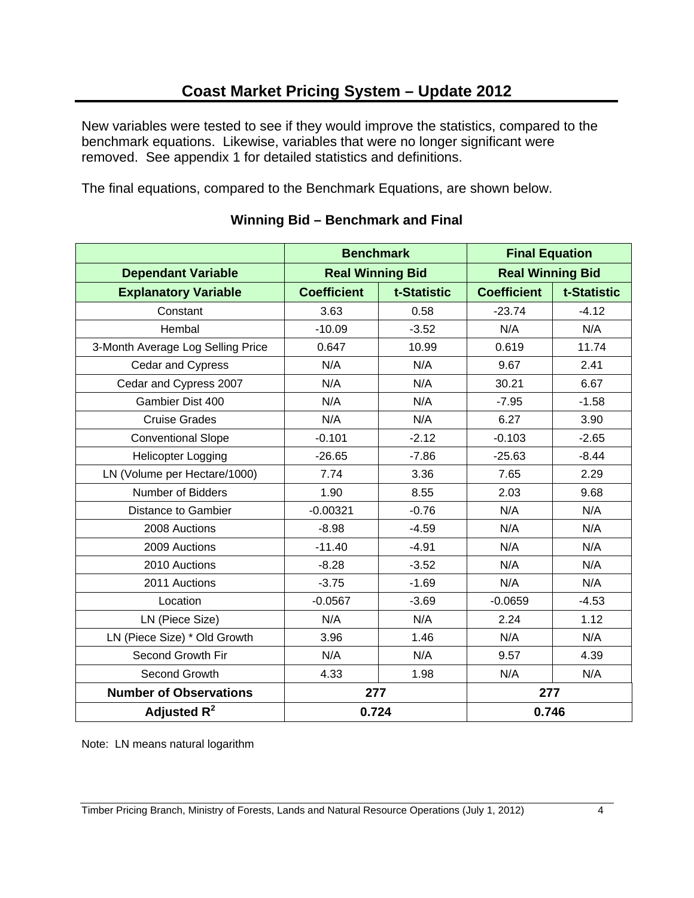# Coast Market Pricing System – Update 2012

New variables were tested to see if they would improve the statistics, compared to the benchmark equations. Likewise, variables that were no longer significant were removed. See appendix 1 for detailed statistics and definitions.

The final equations, compared to the Benchmark Equations, are shown below.

### Winning Bid – Benchmark and Final

| | Benchmark | | Final Equation | |
|---|---|---|---|---|
| **Dependant Variable** | **Real Winning Bid** | | **Real Winning Bid** | |
| **Explanatory Variable** | **Coefficient** | **t-Statistic** | **Coefficient** | **t-Statistic** |
| Constant | 3.63 | 0.58 | -23.74 | -4.12 |
| Hembal | -10.09 | -3.52 | N/A | N/A |
| 3-Month Average Log Selling Price | 0.647 | 10.99 | 0.619 | 11.74 |
| Cedar and Cypress | N/A | N/A | 9.67 | 2.41 |
| Cedar and Cypress 2007 | N/A | N/A | 30.21 | 6.67 |
| Gambier Dist 400 | N/A | N/A | -7.95 | -1.58 |
| Cruise Grades | N/A | N/A | 6.27 | 3.90 |
| Conventional Slope | -0.101 | -2.12 | -0.103 | -2.65 |
| Helicopter Logging | -26.65 | -7.86 | -25.63 | -8.44 |
| LN (Volume per Hectare/1000) | 7.74 | 3.36 | 7.65 | 2.29 |
| Number of Bidders | 1.90 | 8.55 | 2.03 | 9.68 |
| Distance to Gambier | -0.00321 | -0.76 | N/A | N/A |
| 2008 Auctions | -8.98 | -4.59 | N/A | N/A |
| 2009 Auctions | -11.40 | -4.91 | N/A | N/A |
| 2010 Auctions | -8.28 | -3.52 | N/A | N/A |
| 2011 Auctions | -3.75 | -1.69 | N/A | N/A |
| Location | -0.0567 | -3.69 | -0.0659 | -4.53 |
| LN (Piece Size) | N/A | N/A | 2.24 | 1.12 |
| LN (Piece Size) * Old Growth | 3.96 | 1.46 | N/A | N/A |
| Second Growth Fir | N/A | N/A | 9.57 | 4.39 |
| Second Growth | 4.33 | 1.98 | N/A | N/A |
| **Number of Observations** | **277** | | **277** | |
| **Adjusted $R^2$** | **0.724** | | **0.746** | |

Note: LN means natural logarithm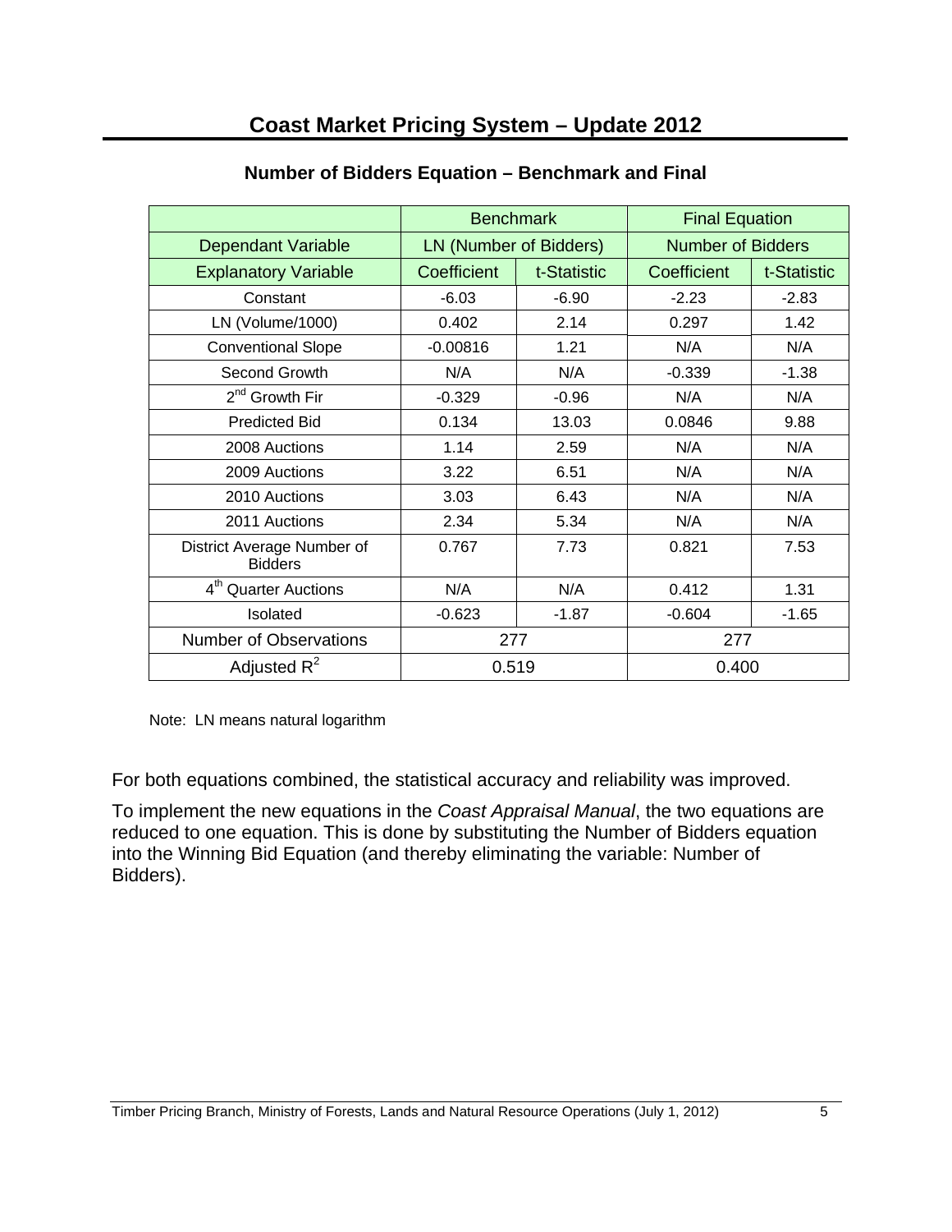# Coast Market Pricing System – Update 2012

## Number of Bidders Equation – Benchmark and Final

| | Benchmark | | Final Equation | |
|---|---|---|---|---|
| Dependant Variable | LN (Number of Bidders) | | Number of Bidders | |
| Explanatory Variable | Coefficient | t-Statistic | Coefficient | t-Statistic |
| Constant | -6.03 | -6.90 | -2.23 | -2.83 |
| LN (Volume/1000) | 0.402 | 2.14 | 0.297 | 1.42 |
| Conventional Slope | -0.00816 | 1.21 | N/A | N/A |
| Second Growth | N/A | N/A | -0.339 | -1.38 |
| 2nd Growth Fir | -0.329 | -0.96 | N/A | N/A |
| Predicted Bid | 0.134 | 13.03 | 0.0846 | 9.88 |
| 2008 Auctions | 1.14 | 2.59 | N/A | N/A |
| 2009 Auctions | 3.22 | 6.51 | N/A | N/A |
| 2010 Auctions | 3.03 | 6.43 | N/A | N/A |
| 2011 Auctions | 2.34 | 5.34 | N/A | N/A |
| District Average Number of Bidders | 0.767 | 7.73 | 0.821 | 7.53 |
| 4th Quarter Auctions | N/A | N/A | 0.412 | 1.31 |
| Isolated | -0.623 | -1.87 | -0.604 | -1.65 |
| Number of Observations | 277 | | 277 | |
| Adjusted $R^2$ | 0.519 | | 0.400 | |

Note: LN means natural logarithm

For both equations combined, the statistical accuracy and reliability was improved.

To implement the new equations in the *Coast Appraisal Manual*, the two equations are reduced to one equation. This is done by substituting the Number of Bidders equation into the Winning Bid Equation (and thereby eliminating the variable: Number of Bidders).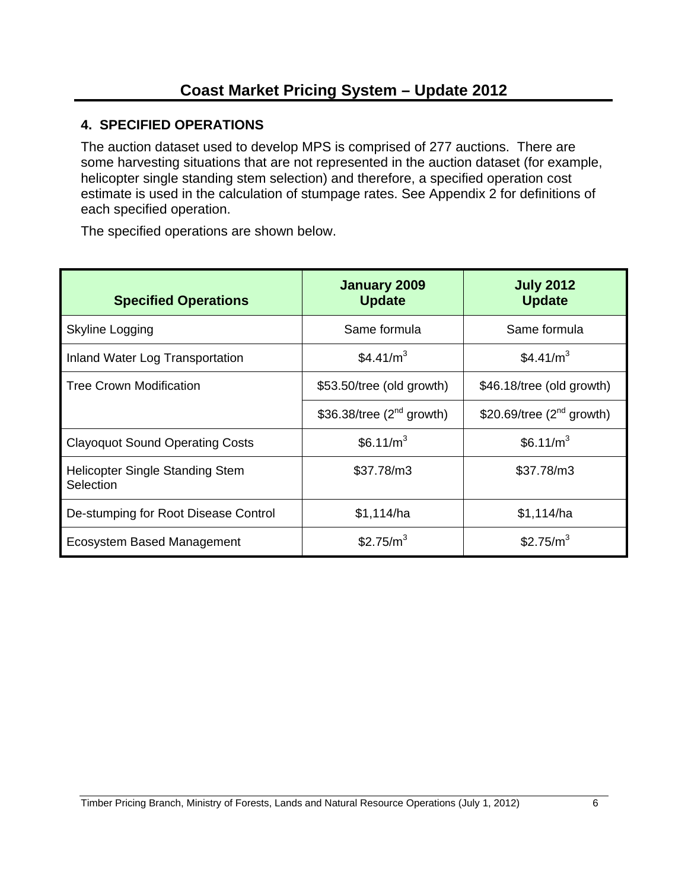# Coast Market Pricing System – Update 2012

## 4. SPECIFIED OPERATIONS

The auction dataset used to develop MPS is comprised of 277 auctions. There are some harvesting situations that are not represented in the auction dataset (for example, helicopter single standing stem selection) and therefore, a specified operation cost estimate is used in the calculation of stumpage rates. See Appendix 2 for definitions of each specified operation.

The specified operations are shown below.

| Specified Operations | January 2009 Update | July 2012 Update |
|---|---|---|
| Skyline Logging | Same formula | Same formula |
| Inland Water Log Transportation | $4.41/m$^3$ | $4.41/m$^3$ |
| Tree Crown Modification | $53.50/tree (old growth) | $46.18/tree (old growth) |
| | $36.38/tree (2nd growth) | $20.69/tree (2nd growth) |
| Clayoquot Sound Operating Costs | $6.11/m$^3$ | $6.11/m$^3$ |
| Helicopter Single Standing Stem Selection | $37.78/m3 | $37.78/m3 |
| De-stumping for Root Disease Control | $1,114/ha | $1,114/ha |
| Ecosystem Based Management | $2.75/m$^3$ | $2.75/m$^3$ |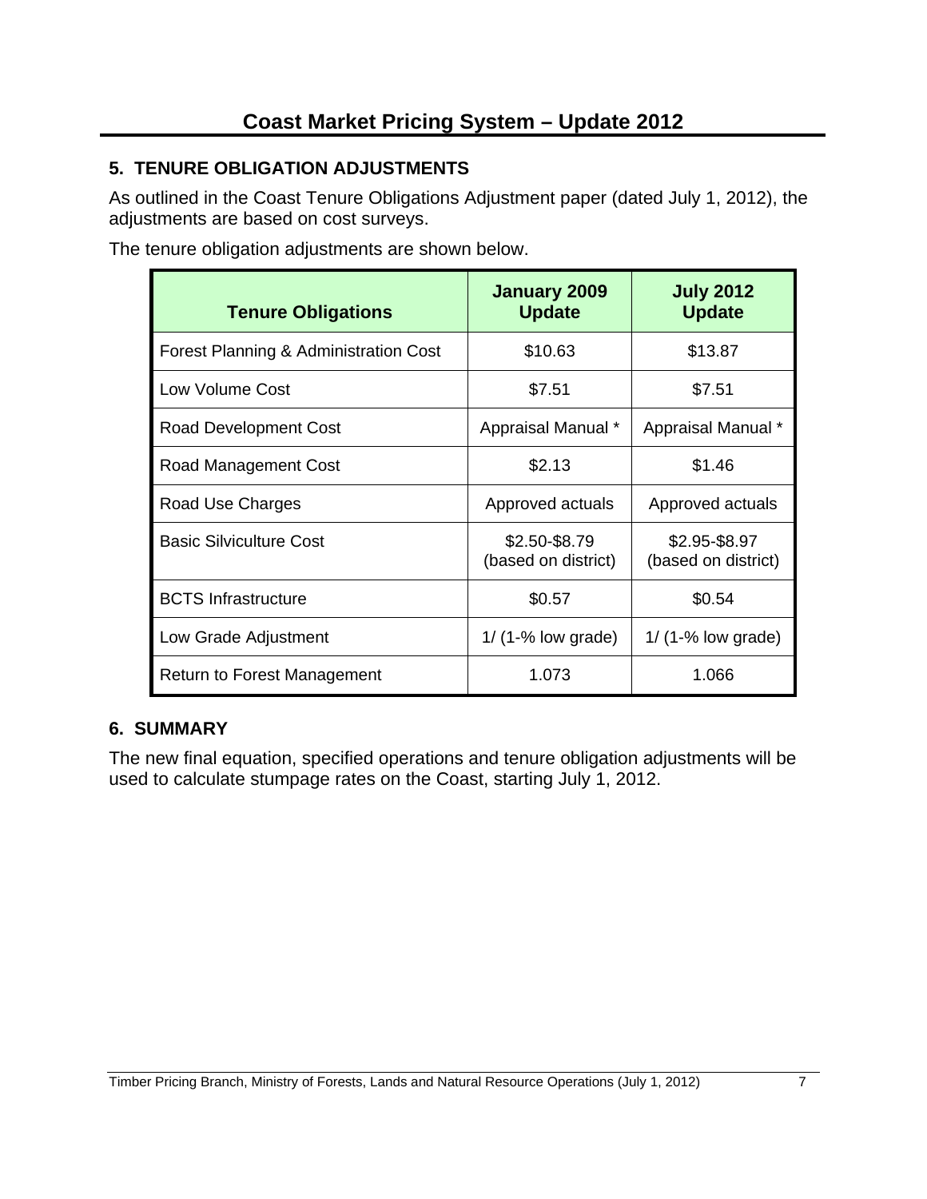## 5. TENURE OBLIGATION ADJUSTMENTS

As outlined in the Coast Tenure Obligations Adjustment paper (dated July 1, 2012), the adjustments are based on cost surveys.

The tenure obligation adjustments are shown below.

| Tenure Obligations | January 2009 Update | July 2012 Update |
|---|---|---|
| Forest Planning & Administration Cost | \$10.63 | \$13.87 |
| Low Volume Cost | \$7.51 | \$7.51 |
| Road Development Cost | Appraisal Manual * | Appraisal Manual * |
| Road Management Cost | \$2.13 | \$1.46 |
| Road Use Charges | Approved actuals | Approved actuals |
| Basic Silviculture Cost | \$2.50-\$8.79 (based on district) | \$2.95-\$8.97 (based on district) |
| BCTS Infrastructure | \$0.57 | \$0.54 |
| Low Grade Adjustment | 1/ (1-% low grade) | 1/ (1-% low grade) |
| Return to Forest Management | 1.073 | 1.066 |

## 6. SUMMARY

The new final equation, specified operations and tenure obligation adjustments will be used to calculate stumpage rates on the Coast, starting July 1, 2012.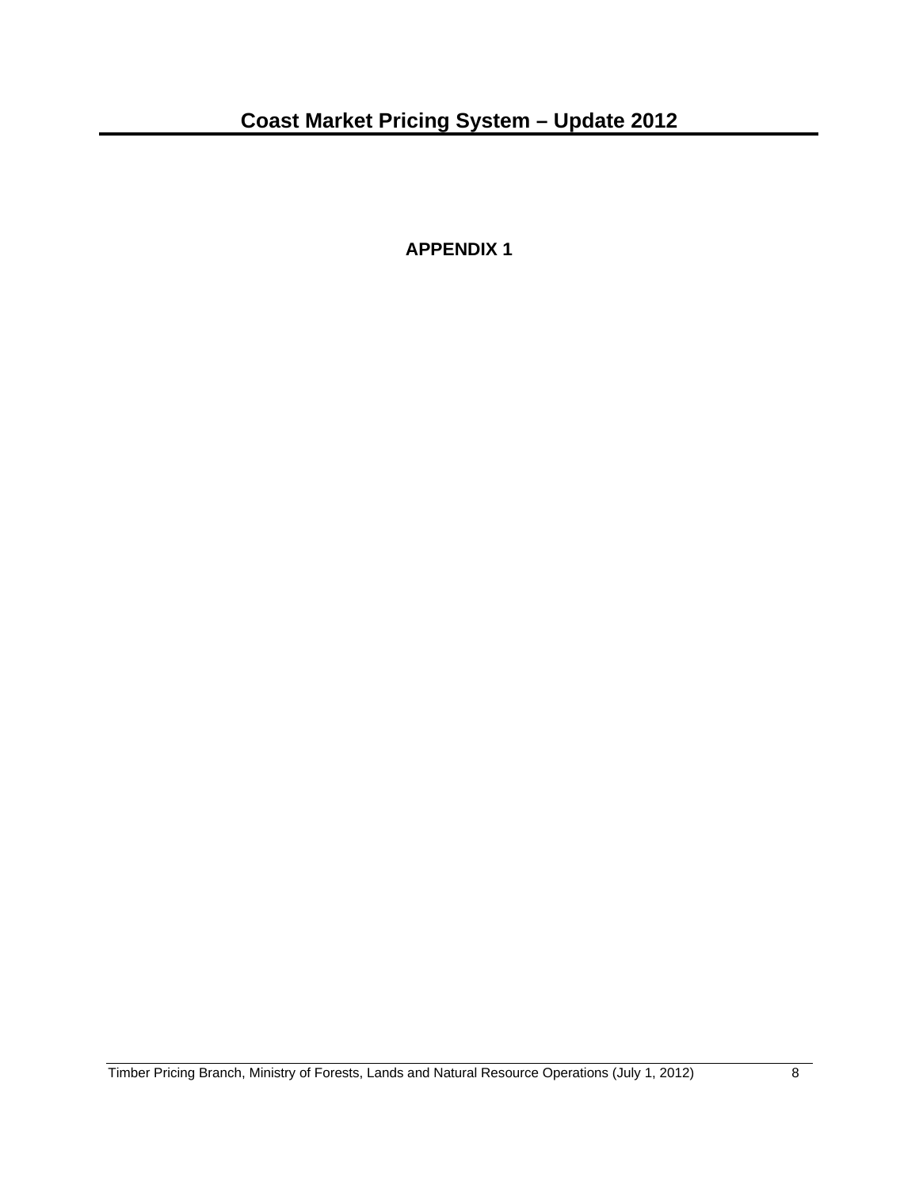# APPENDIX 1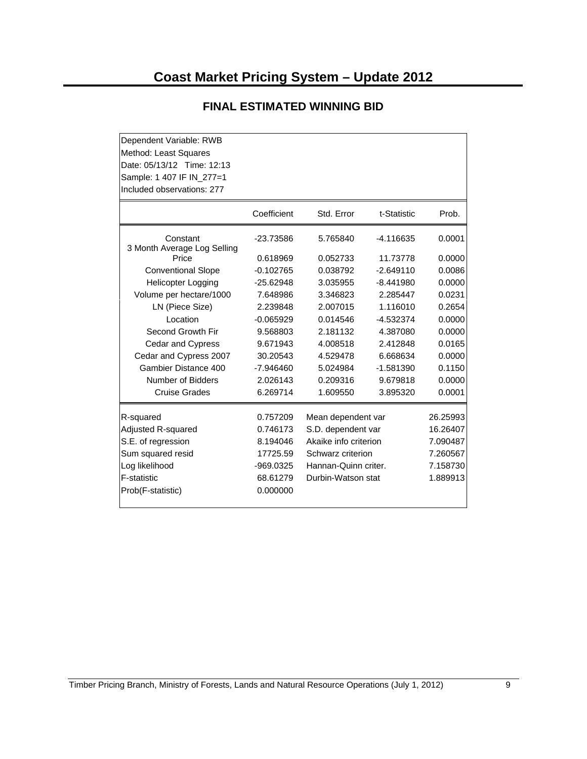# Coast Market Pricing System – Update 2012

## FINAL ESTIMATED WINNING BID

Dependent Variable: RWB
Method: Least Squares
Date: 05/13/12 Time: 12:13
Sample: 1 407 IF IN_277=1
Included observations: 277

| | Coefficient | Std. Error | t-Statistic | Prob. |
|---|---|---|---|---|
| Constant | -23.73586 | 5.765840 | -4.116635 | 0.0001 |
| 3 Month Average Log Selling Price | 0.618969 | 0.052733 | 11.73778 | 0.0000 |
| Conventional Slope | -0.102765 | 0.038792 | -2.649110 | 0.0086 |
| Helicopter Logging | -25.62948 | 3.035955 | -8.441980 | 0.0000 |
| Volume per hectare/1000 | 7.648986 | 3.346823 | 2.285447 | 0.0231 |
| LN (Piece Size) | 2.239848 | 2.007015 | 1.116010 | 0.2654 |
| Location | -0.065929 | 0.014546 | -4.532374 | 0.0000 |
| Second Growth Fir | 9.568803 | 2.181132 | 4.387080 | 0.0000 |
| Cedar and Cypress | 9.671943 | 4.008518 | 2.412848 | 0.0165 |
| Cedar and Cypress 2007 | 30.20543 | 4.529478 | 6.668634 | 0.0000 |
| Gambier Distance 400 | -7.946460 | 5.024984 | -1.581390 | 0.1150 |
| Number of Bidders | 2.026143 | 0.209316 | 9.679818 | 0.0000 |
| Cruise Grades | 6.269714 | 1.609550 | 3.895320 | 0.0001 |

| | | | |
|---|---|---|---|
| R-squared | 0.757209 | Mean dependent var | 26.25993 |
| Adjusted R-squared | 0.746173 | S.D. dependent var | 16.26407 |
| S.E. of regression | 8.194046 | Akaike info criterion | 7.090487 |
| Sum squared resid | 17725.59 | Schwarz criterion | 7.260567 |
| Log likelihood | -969.0325 | Hannan-Quinn criter. | 7.158730 |
| F-statistic | 68.61279 | Durbin-Watson stat | 1.889913 |
| Prob(F-statistic) | 0.000000 | | |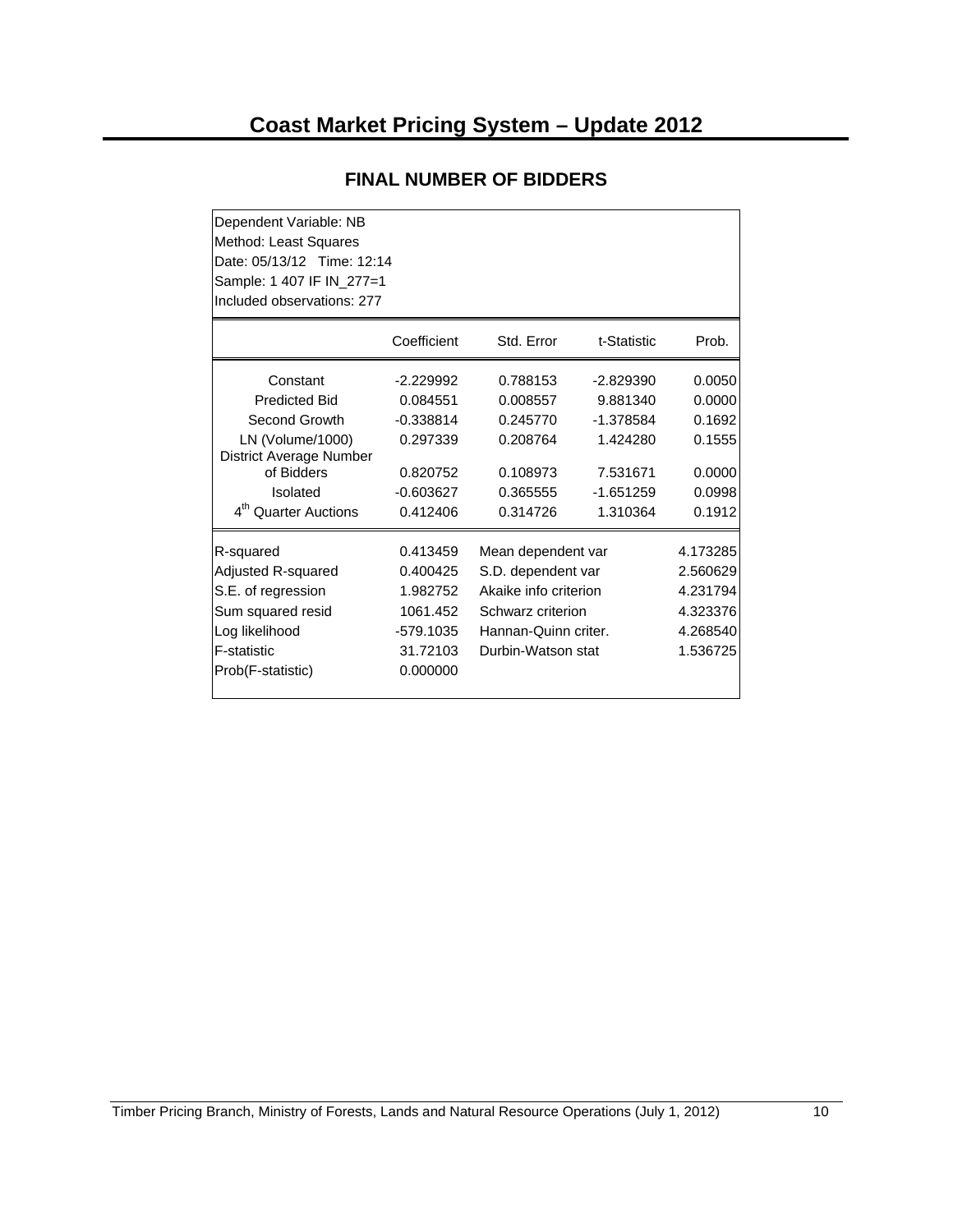## FINAL NUMBER OF BIDDERS

Dependent Variable: NB
Method: Least Squares
Date: 05/13/12 Time: 12:14
Sample: 1 407 IF IN_277=1
Included observations: 277

| | Coefficient | Std. Error | t-Statistic | Prob. |
|---|---|---|---|---|
| Constant | -2.229992 | 0.788153 | -2.829390 | 0.0050 |
| Predicted Bid | 0.084551 | 0.008557 | 9.881340 | 0.0000 |
| Second Growth | -0.338814 | 0.245770 | -1.378584 | 0.1692 |
| LN (Volume/1000) | 0.297339 | 0.208764 | 1.424280 | 0.1555 |
| District Average Number of Bidders | 0.820752 | 0.108973 | 7.531671 | 0.0000 |
| Isolated | -0.603627 | 0.365555 | -1.651259 | 0.0998 |
| 4th Quarter Auctions | 0.412406 | 0.314726 | 1.310364 | 0.1912 |

| | | | |
|---|---|---|---|
| R-squared | 0.413459 | Mean dependent var | 4.173285 |
| Adjusted R-squared | 0.400425 | S.D. dependent var | 2.560629 |
| S.E. of regression | 1.982752 | Akaike info criterion | 4.231794 |
| Sum squared resid | 1061.452 | Schwarz criterion | 4.323376 |
| Log likelihood | -579.1035 | Hannan-Quinn criter. | 4.268540 |
| F-statistic | 31.72103 | Durbin-Watson stat | 1.536725 |
| Prob(F-statistic) | 0.000000 | | |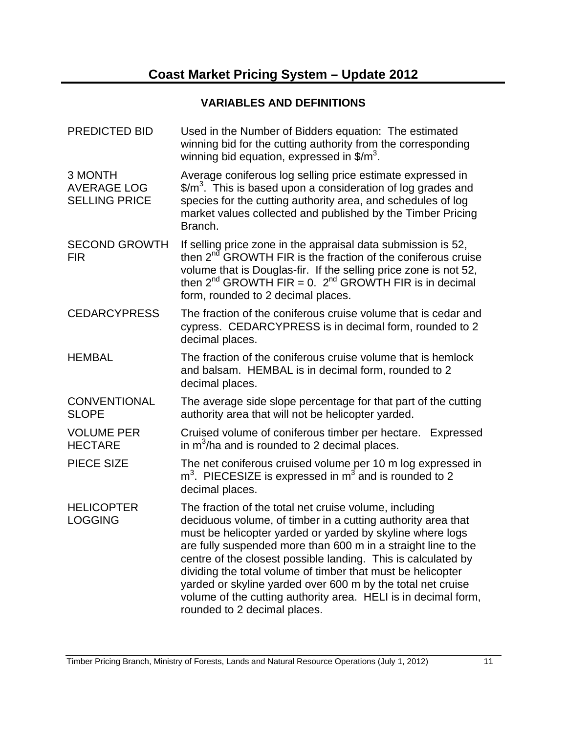# Coast Market Pricing System – Update 2012

## VARIABLES AND DEFINITIONS

| | |
|---|---|
| PREDICTED BID | Used in the Number of Bidders equation: The estimated winning bid for the cutting authority from the corresponding winning bid equation, expressed in $\$/m^3$. |
| 3 MONTH AVERAGE LOG SELLING PRICE | Average coniferous log selling price estimate expressed in $\$/m^3$. This is based upon a consideration of log grades and species for the cutting authority area, and schedules of log market values collected and published by the Timber Pricing Branch. |
| SECOND GROWTH FIR | If selling price zone in the appraisal data submission is 52, then $2^{nd}$ GROWTH FIR is the fraction of the coniferous cruise volume that is Douglas-fir. If the selling price zone is not 52, then $2^{nd}$ GROWTH FIR = 0. $2^{nd}$ GROWTH FIR is in decimal form, rounded to 2 decimal places. |
| CEDARCYPRESS | The fraction of the coniferous cruise volume that is cedar and cypress. CEDARCYPRESS is in decimal form, rounded to 2 decimal places. |
| HEMBAL | The fraction of the coniferous cruise volume that is hemlock and balsam. HEMBAL is in decimal form, rounded to 2 decimal places. |
| CONVENTIONAL SLOPE | The average side slope percentage for that part of the cutting authority area that will not be helicopter yarded. |
| VOLUME PER HECTARE | Cruised volume of coniferous timber per hectare. Expressed in $m^3/ha$ and is rounded to 2 decimal places. |
| PIECE SIZE | The net coniferous cruised volume per 10 m log expressed in $m^3$. PIECESIZE is expressed in $m^3$ and is rounded to 2 decimal places. |
| HELICOPTER LOGGING | The fraction of the total net cruise volume, including deciduous volume, of timber in a cutting authority area that must be helicopter yarded or yarded by skyline where logs are fully suspended more than 600 m in a straight line to the centre of the closest possible landing. This is calculated by dividing the total volume of timber that must be helicopter yarded or skyline yarded over 600 m by the total net cruise volume of the cutting authority area. HELI is in decimal form, rounded to 2 decimal places. |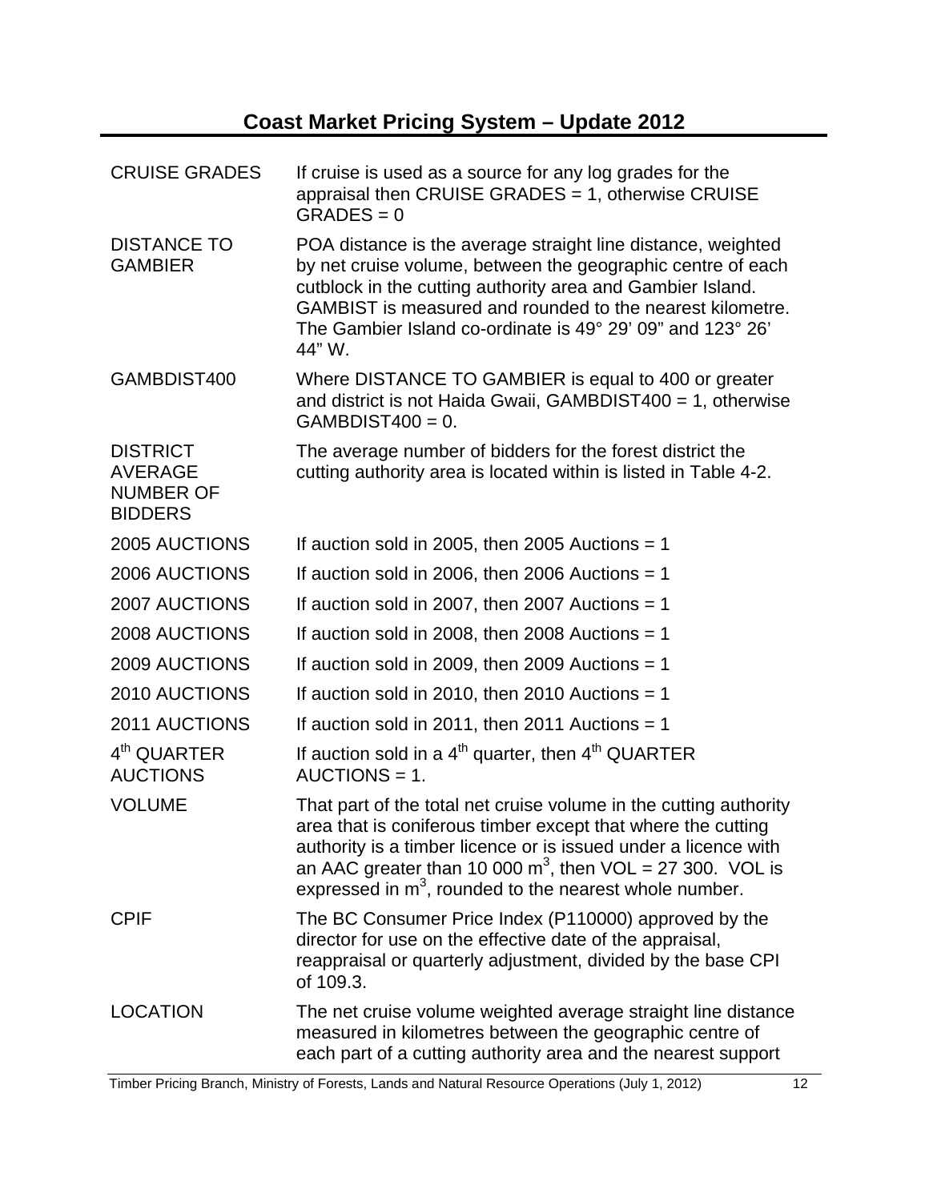| | |
|---|---|
| CRUISE GRADES | If cruise is used as a source for any log grades for the appraisal then CRUISE GRADES = 1, otherwise CRUISE GRADES = 0 |
| DISTANCE TO GAMBIER | POA distance is the average straight line distance, weighted by net cruise volume, between the geographic centre of each cutblock in the cutting authority area and Gambier Island. GAMBIST is measured and rounded to the nearest kilometre. The Gambier Island co-ordinate is 49° 29' 09" and 123° 26' 44" W. |
| GAMBDIST400 | Where DISTANCE TO GAMBIER is equal to 400 or greater and district is not Haida Gwaii, GAMBDIST400 = 1, otherwise GAMBDIST400 = 0. |
| DISTRICT AVERAGE NUMBER OF BIDDERS | The average number of bidders for the forest district the cutting authority area is located within is listed in Table 4-2. |
| 2005 AUCTIONS | If auction sold in 2005, then 2005 Auctions = 1 |
| 2006 AUCTIONS | If auction sold in 2006, then 2006 Auctions = 1 |
| 2007 AUCTIONS | If auction sold in 2007, then 2007 Auctions = 1 |
| 2008 AUCTIONS | If auction sold in 2008, then 2008 Auctions = 1 |
| 2009 AUCTIONS | If auction sold in 2009, then 2009 Auctions = 1 |
| 2010 AUCTIONS | If auction sold in 2010, then 2010 Auctions = 1 |
| 2011 AUCTIONS | If auction sold in 2011, then 2011 Auctions = 1 |
| 4th QUARTER AUCTIONS | If auction sold in a 4th quarter, then 4th QUARTER AUCTIONS = 1. |
| VOLUME | That part of the total net cruise volume in the cutting authority area that is coniferous timber except that where the cutting authority is a timber licence or is issued under a licence with an AAC greater than 10 000 $m^3$, then VOL = 27 300. VOL is expressed in $m^3$, rounded to the nearest whole number. |
| CPIF | The BC Consumer Price Index (P110000) approved by the director for use on the effective date of the appraisal, reappraisal or quarterly adjustment, divided by the base CPI of 109.3. |
| LOCATION | The net cruise volume weighted average straight line distance measured in kilometres between the geographic centre of each part of a cutting authority area and the nearest support |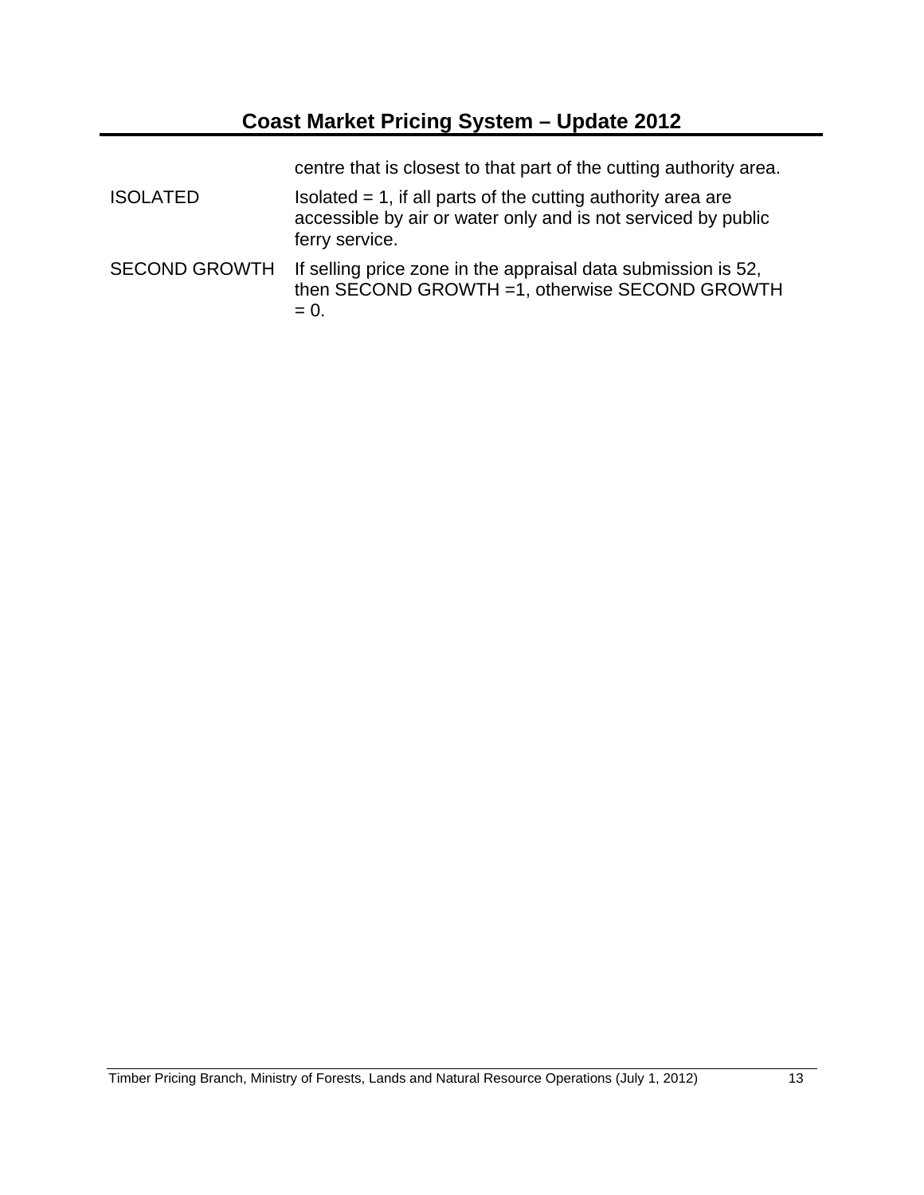| | |
|---|---|
| | centre that is closest to that part of the cutting authority area. |
| ISOLATED | Isolated = 1, if all parts of the cutting authority area are accessible by air or water only and is not serviced by public ferry service. |
| SECOND GROWTH | If selling price zone in the appraisal data submission is 52, then SECOND GROWTH =1, otherwise SECOND GROWTH = 0. |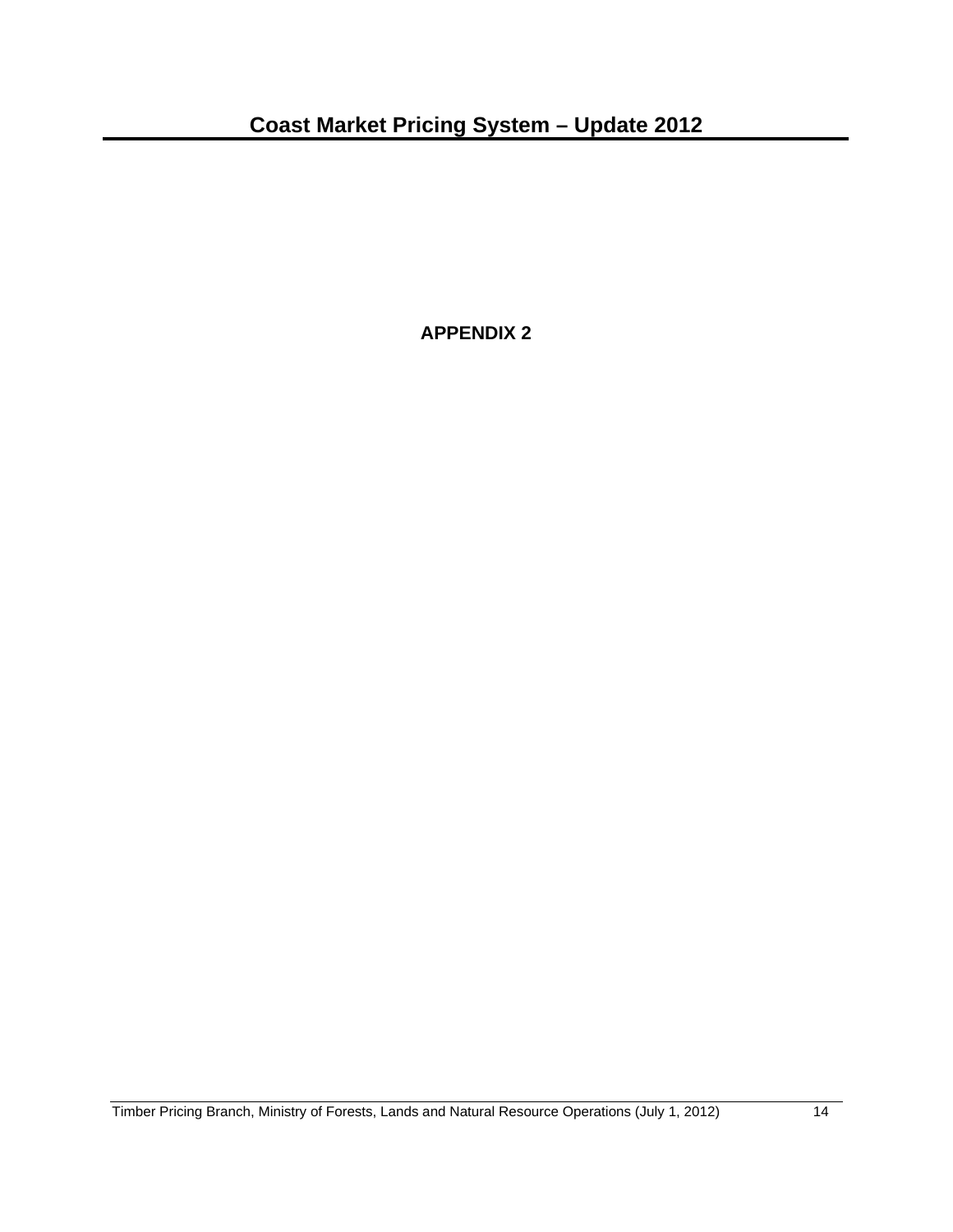# APPENDIX 2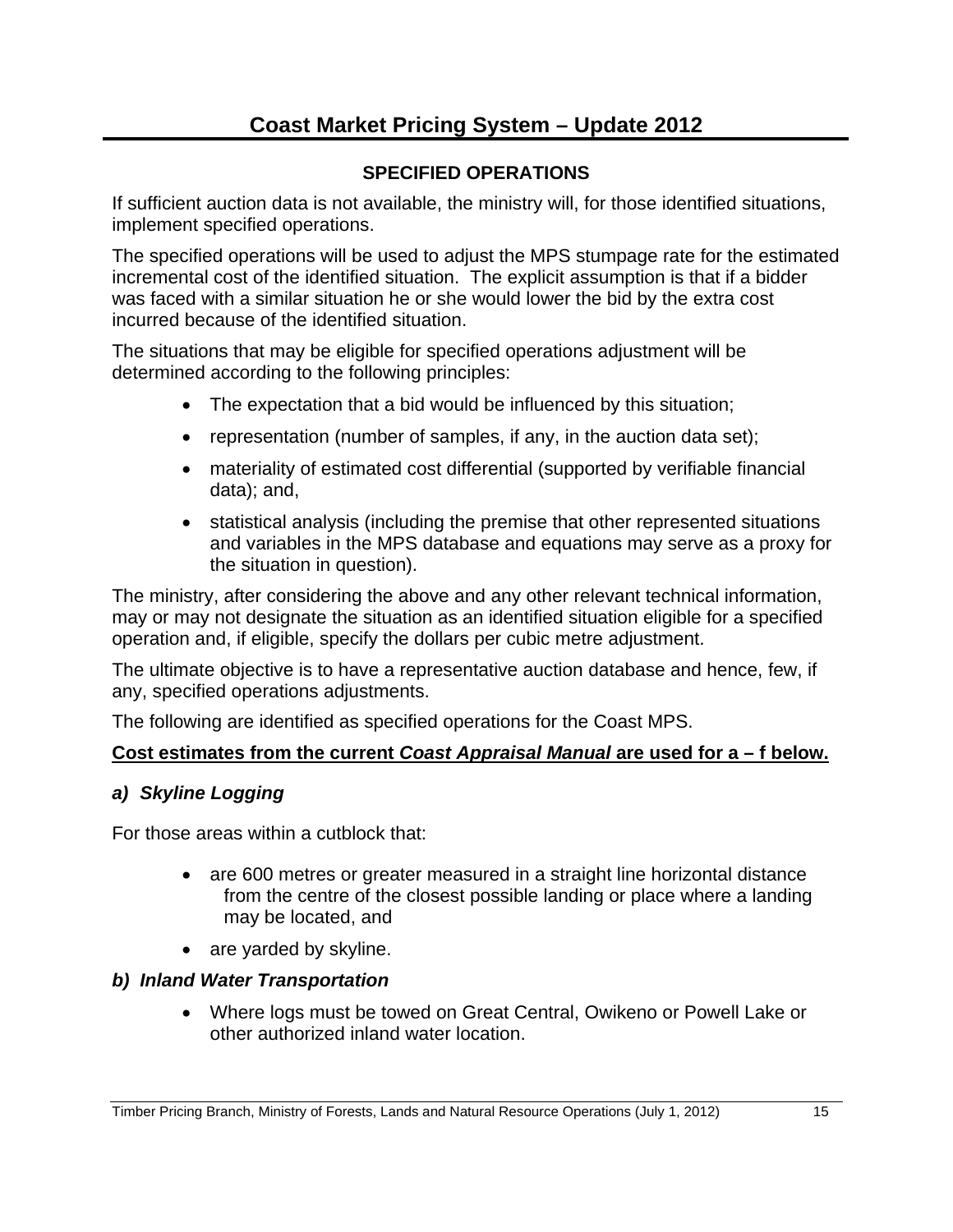# Coast Market Pricing System – Update 2012

## SPECIFIED OPERATIONS

If sufficient auction data is not available, the ministry will, for those identified situations, implement specified operations.

The specified operations will be used to adjust the MPS stumpage rate for the estimated incremental cost of the identified situation. The explicit assumption is that if a bidder was faced with a similar situation he or she would lower the bid by the extra cost incurred because of the identified situation.

The situations that may be eligible for specified operations adjustment will be determined according to the following principles:

- The expectation that a bid would be influenced by this situation;
- representation (number of samples, if any, in the auction data set);
- materiality of estimated cost differential (supported by verifiable financial data); and,
- statistical analysis (including the premise that other represented situations and variables in the MPS database and equations may serve as a proxy for the situation in question).

The ministry, after considering the above and any other relevant technical information, may or may not designate the situation as an identified situation eligible for a specified operation and, if eligible, specify the dollars per cubic metre adjustment.

The ultimate objective is to have a representative auction database and hence, few, if any, specified operations adjustments.

The following are identified as specified operations for the Coast MPS.

**Cost estimates from the current *Coast Appraisal Manual* are used for a – f below.**

### *a) Skyline Logging*

For those areas within a cutblock that:

- are 600 metres or greater measured in a straight line horizontal distance from the centre of the closest possible landing or place where a landing may be located, and
- are yarded by skyline.

### *b) Inland Water Transportation*

- Where logs must be towed on Great Central, Owikeno or Powell Lake or other authorized inland water location.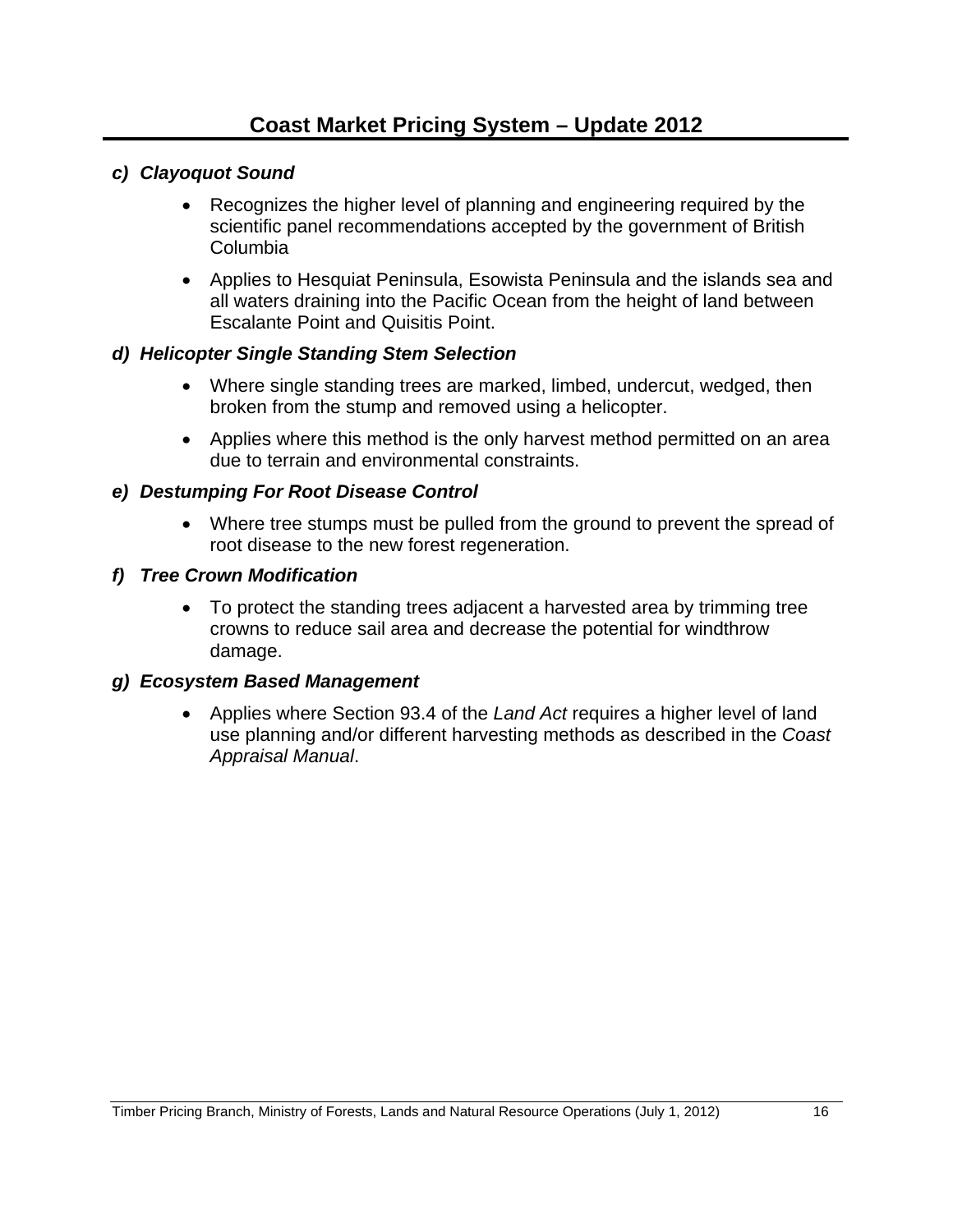***c) Clayoquot Sound***

- Recognizes the higher level of planning and engineering required by the scientific panel recommendations accepted by the government of British Columbia
- Applies to Hesquiat Peninsula, Esowista Peninsula and the islands sea and all waters draining into the Pacific Ocean from the height of land between Escalante Point and Quisitis Point.

***d) Helicopter Single Standing Stem Selection***

- Where single standing trees are marked, limbed, undercut, wedged, then broken from the stump and removed using a helicopter.
- Applies where this method is the only harvest method permitted on an area due to terrain and environmental constraints.

***e) Destumping For Root Disease Control***

- Where tree stumps must be pulled from the ground to prevent the spread of root disease to the new forest regeneration.

***f) Tree Crown Modification***

- To protect the standing trees adjacent a harvested area by trimming tree crowns to reduce sail area and decrease the potential for windthrow damage.

***g) Ecosystem Based Management***

- Applies where Section 93.4 of the *Land Act* requires a higher level of land use planning and/or different harvesting methods as described in the *Coast Appraisal Manual*.